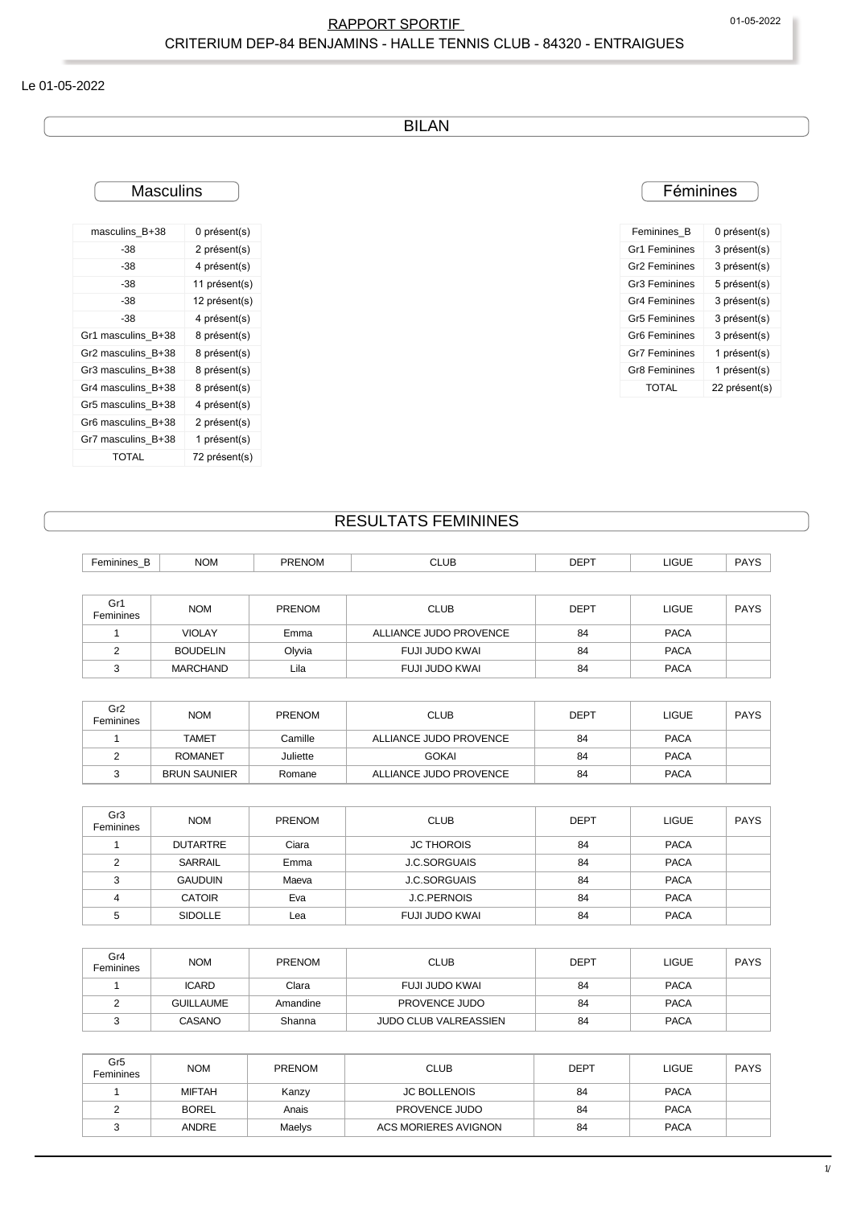# RAPPORT SPORTIF

## CRITERIUM DEP-84 BENJAMINS - HALLE TENNIS CLUB - 84320 - ENTRAIGUES

Le 01-05-2022

## BILAN

### Masculins

| masculins_B+38 | 0 présent(s) |
|---|---|
| -38 | 2 présent(s) |
| -38 | 4 présent(s) |
| -38 | 11 présent(s) |
| -38 | 12 présent(s) |
| -38 | 4 présent(s) |
| Gr1 masculins_B+38 | 8 présent(s) |
| Gr2 masculins_B+38 | 8 présent(s) |
| Gr3 masculins_B+38 | 8 présent(s) |
| Gr4 masculins_B+38 | 8 présent(s) |
| Gr5 masculins_B+38 | 4 présent(s) |
| Gr6 masculins_B+38 | 2 présent(s) |
| Gr7 masculins_B+38 | 1 présent(s) |
| TOTAL | 72 présent(s) |

### Féminines

| Feminines_B | 0 présent(s) |
|---|---|
| Gr1 Feminines | 3 présent(s) |
| Gr2 Feminines | 3 présent(s) |
| Gr3 Feminines | 5 présent(s) |
| Gr4 Feminines | 3 présent(s) |
| Gr5 Feminines | 3 présent(s) |
| Gr6 Feminines | 3 présent(s) |
| Gr7 Feminines | 1 présent(s) |
| Gr8 Feminines | 1 présent(s) |
| TOTAL | 22 présent(s) |

## RESULTATS FEMININES

| Feminines_B | NOM | PRENOM | CLUB | DEPT | LIGUE | PAYS |
|---|---|---|---|---|---|---|

| Gr1 Feminines | NOM | PRENOM | CLUB | DEPT | LIGUE | PAYS |
|---|---|---|---|---|---|---|
| 1 | VIOLAY | Emma | ALLIANCE JUDO PROVENCE | 84 | PACA | |
| 2 | BOUDELIN | Olyvia | FUJI JUDO KWAI | 84 | PACA | |
| 3 | MARCHAND | Lila | FUJI JUDO KWAI | 84 | PACA | |

| Gr2 Feminines | NOM | PRENOM | CLUB | DEPT | LIGUE | PAYS |
|---|---|---|---|---|---|---|
| 1 | TAMET | Camille | ALLIANCE JUDO PROVENCE | 84 | PACA | |
| 2 | ROMANET | Juliette | GOKAI | 84 | PACA | |
| 3 | BRUN SAUNIER | Romane | ALLIANCE JUDO PROVENCE | 84 | PACA | |

| Gr3 Feminines | NOM | PRENOM | CLUB | DEPT | LIGUE | PAYS |
|---|---|---|---|---|---|---|
| 1 | DUTARTRE | Ciara | JC THOROIS | 84 | PACA | |
| 2 | SARRAIL | Emma | J.C.SORGUAIS | 84 | PACA | |
| 3 | GAUDUIN | Maeva | J.C.SORGUAIS | 84 | PACA | |
| 4 | CATOIR | Eva | J.C.PERNOIS | 84 | PACA | |
| 5 | SIDOLLE | Lea | FUJI JUDO KWAI | 84 | PACA | |

| Gr4 Feminines | NOM | PRENOM | CLUB | DEPT | LIGUE | PAYS |
|---|---|---|---|---|---|---|
| 1 | ICARD | Clara | FUJI JUDO KWAI | 84 | PACA | |
| 2 | GUILLAUME | Amandine | PROVENCE JUDO | 84 | PACA | |
| 3 | CASANO | Shanna | JUDO CLUB VALREASSIEN | 84 | PACA | |

| Gr5 Feminines | NOM | PRENOM | CLUB | DEPT | LIGUE | PAYS |
|---|---|---|---|---|---|---|
| 1 | MIFTAH | Kanzy | JC BOLLENOIS | 84 | PACA | |
| 2 | BOREL | Anais | PROVENCE JUDO | 84 | PACA | |
| 3 | ANDRE | Maelys | ACS MORIERES AVIGNON | 84 | PACA | |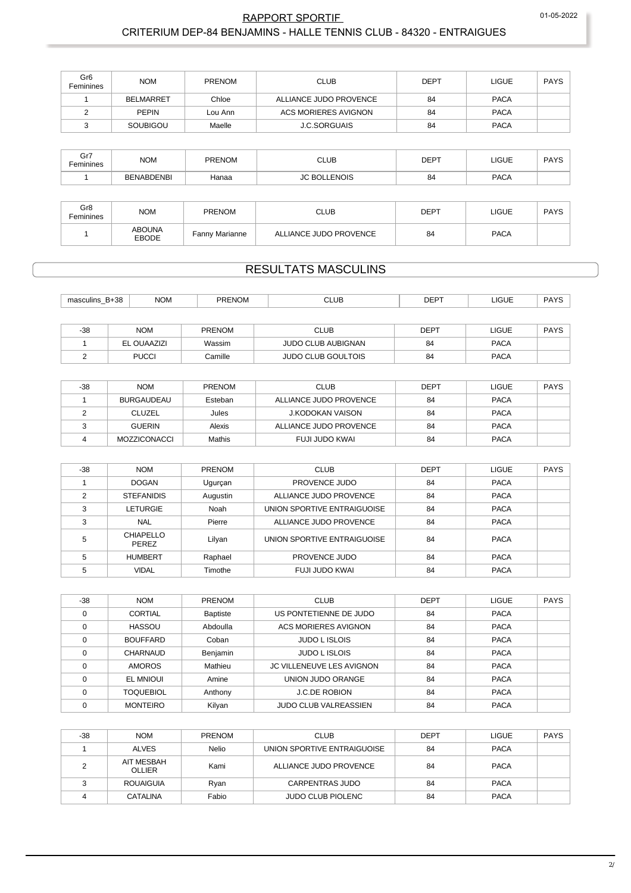| Gr6 Feminines | NOM | PRENOM | CLUB | DEPT | LIGUE | PAYS |
|---|---|---|---|---|---|---|
| 1 | BELMARRET | Chloe | ALLIANCE JUDO PROVENCE | 84 | PACA | |
| 2 | PEPIN | Lou Ann | ACS MORIERES AVIGNON | 84 | PACA | |
| 3 | SOUBIGOU | Maelle | J.C.SORGUAIS | 84 | PACA | |

| Gr7 Feminines | NOM | PRENOM | CLUB | DEPT | LIGUE | PAYS |
|---|---|---|---|---|---|---|
| 1 | BENABDENBI | Hanaa | JC BOLLENOIS | 84 | PACA | |

| Gr8 Feminines | NOM | PRENOM | CLUB | DEPT | LIGUE | PAYS |
|---|---|---|---|---|---|---|
| 1 | ABOUNA EBODE | Fanny Marianne | ALLIANCE JUDO PROVENCE | 84 | PACA | |

## RESULTATS MASCULINS

| masculins_B+38 | NOM | PRENOM | CLUB | DEPT | LIGUE | PAYS |
|---|---|---|---|---|---|---|

| -38 | NOM | PRENOM | CLUB | DEPT | LIGUE | PAYS |
|---|---|---|---|---|---|---|
| 1 | EL OUAAZIZI | Wassim | JUDO CLUB AUBIGNAN | 84 | PACA | |
| 2 | PUCCI | Camille | JUDO CLUB GOULTOIS | 84 | PACA | |

| -38 | NOM | PRENOM | CLUB | DEPT | LIGUE | PAYS |
|---|---|---|---|---|---|---|
| 1 | BURGAUDEAU | Esteban | ALLIANCE JUDO PROVENCE | 84 | PACA | |
| 2 | CLUZEL | Jules | J.KODOKAN VAISON | 84 | PACA | |
| 3 | GUERIN | Alexis | ALLIANCE JUDO PROVENCE | 84 | PACA | |
| 4 | MOZZICONACCI | Mathis | FUJI JUDO KWAI | 84 | PACA | |

| -38 | NOM | PRENOM | CLUB | DEPT | LIGUE | PAYS |
|---|---|---|---|---|---|---|
| 1 | DOGAN | Ugurçan | PROVENCE JUDO | 84 | PACA | |
| 2 | STEFANIDIS | Augustin | ALLIANCE JUDO PROVENCE | 84 | PACA | |
| 3 | LETURGIE | Noah | UNION SPORTIVE ENTRAIGUOISE | 84 | PACA | |
| 3 | NAL | Pierre | ALLIANCE JUDO PROVENCE | 84 | PACA | |
| 5 | CHIAPELLO PEREZ | Lilyan | UNION SPORTIVE ENTRAIGUOISE | 84 | PACA | |
| 5 | HUMBERT | Raphael | PROVENCE JUDO | 84 | PACA | |
| 5 | VIDAL | Timothe | FUJI JUDO KWAI | 84 | PACA | |

| -38 | NOM | PRENOM | CLUB | DEPT | LIGUE | PAYS |
|---|---|---|---|---|---|---|
| 0 | CORTIAL | Baptiste | US PONTETIENNE DE JUDO | 84 | PACA | |
| 0 | HASSOU | Abdoulla | ACS MORIERES AVIGNON | 84 | PACA | |
| 0 | BOUFFARD | Coban | JUDO L ISLOIS | 84 | PACA | |
| 0 | CHARNAUD | Benjamin | JUDO L ISLOIS | 84 | PACA | |
| 0 | AMOROS | Mathieu | JC VILLENEUVE LES AVIGNON | 84 | PACA | |
| 0 | EL MNIOUI | Amine | UNION JUDO ORANGE | 84 | PACA | |
| 0 | TOQUEBIOL | Anthony | J.C.DE ROBION | 84 | PACA | |
| 0 | MONTEIRO | Kilyan | JUDO CLUB VALREASSIEN | 84 | PACA | |

| -38 | NOM | PRENOM | CLUB | DEPT | LIGUE | PAYS |
|---|---|---|---|---|---|---|
| 1 | ALVES | Nelio | UNION SPORTIVE ENTRAIGUOISE | 84 | PACA | |
| 2 | AIT MESBAH OLLIER | Kami | ALLIANCE JUDO PROVENCE | 84 | PACA | |
| 3 | ROUAIGUIA | Ryan | CARPENTRAS JUDO | 84 | PACA | |
| 4 | CATALINA | Fabio | JUDO CLUB PIOLENC | 84 | PACA | |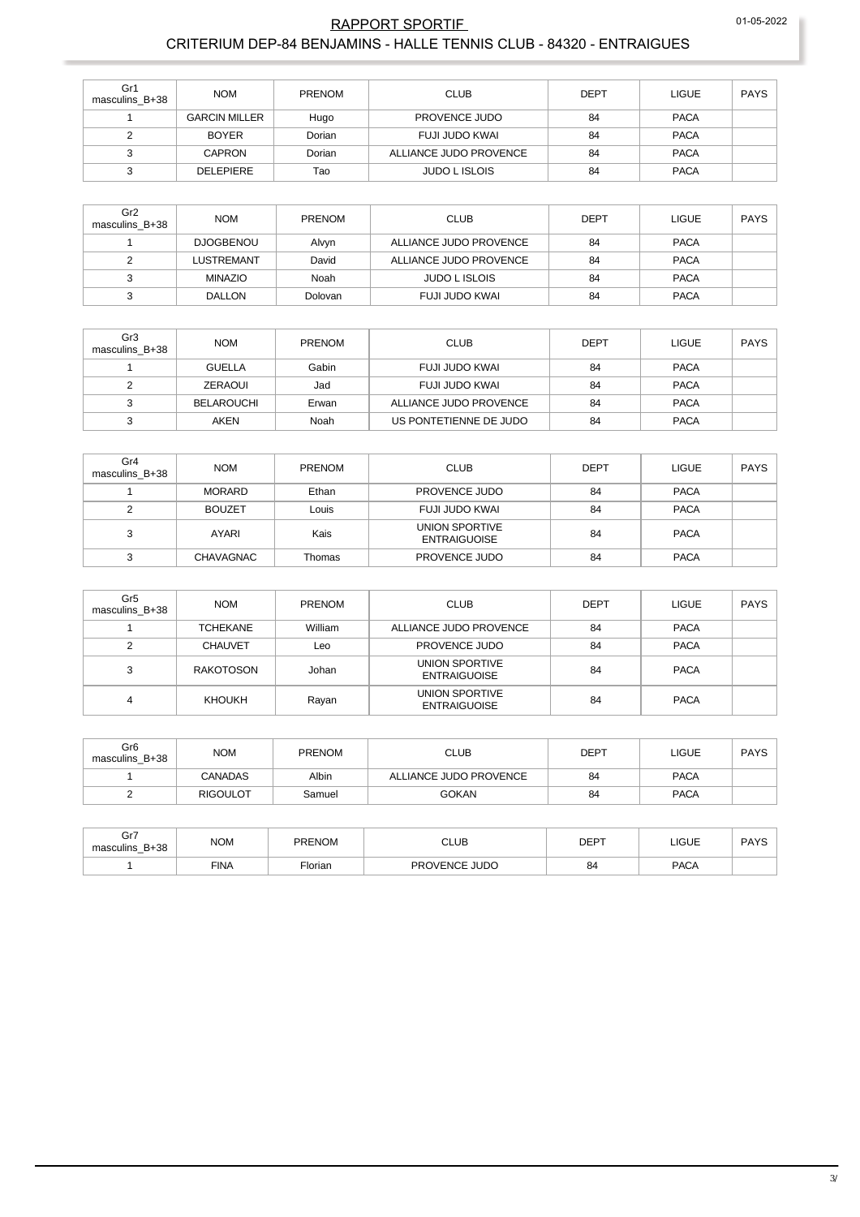## RAPPORT SPORTIF

## CRITERIUM DEP-84 BENJAMINS - HALLE TENNIS CLUB - 84320 - ENTRAIGUES

| Gr1 masculins_B+38 | NOM | PRENOM | CLUB | DEPT | LIGUE | PAYS |
|---|---|---|---|---|---|---|
| 1 | GARCIN MILLER | Hugo | PROVENCE JUDO | 84 | PACA | |
| 2 | BOYER | Dorian | FUJI JUDO KWAI | 84 | PACA | |
| 3 | CAPRON | Dorian | ALLIANCE JUDO PROVENCE | 84 | PACA | |
| 3 | DELEPIERE | Tao | JUDO L ISLOIS | 84 | PACA | |

| Gr2 masculins_B+38 | NOM | PRENOM | CLUB | DEPT | LIGUE | PAYS |
|---|---|---|---|---|---|---|
| 1 | DJOGBENOU | Alvyn | ALLIANCE JUDO PROVENCE | 84 | PACA | |
| 2 | LUSTREMANT | David | ALLIANCE JUDO PROVENCE | 84 | PACA | |
| 3 | MINAZIO | Noah | JUDO L ISLOIS | 84 | PACA | |
| 3 | DALLON | Dolovan | FUJI JUDO KWAI | 84 | PACA | |

| Gr3 masculins_B+38 | NOM | PRENOM | CLUB | DEPT | LIGUE | PAYS |
|---|---|---|---|---|---|---|
| 1 | GUELLA | Gabin | FUJI JUDO KWAI | 84 | PACA | |
| 2 | ZERAOUI | Jad | FUJI JUDO KWAI | 84 | PACA | |
| 3 | BELAROUCHI | Erwan | ALLIANCE JUDO PROVENCE | 84 | PACA | |
| 3 | AKEN | Noah | US PONTETIENNE DE JUDO | 84 | PACA | |

| Gr4 masculins_B+38 | NOM | PRENOM | CLUB | DEPT | LIGUE | PAYS |
|---|---|---|---|---|---|---|
| 1 | MORARD | Ethan | PROVENCE JUDO | 84 | PACA | |
| 2 | BOUZET | Louis | FUJI JUDO KWAI | 84 | PACA | |
| 3 | AYARI | Kais | UNION SPORTIVE ENTRAIGUOISE | 84 | PACA | |
| 3 | CHAVAGNAC | Thomas | PROVENCE JUDO | 84 | PACA | |

| Gr5 masculins_B+38 | NOM | PRENOM | CLUB | DEPT | LIGUE | PAYS |
|---|---|---|---|---|---|---|
| 1 | TCHEKANE | William | ALLIANCE JUDO PROVENCE | 84 | PACA | |
| 2 | CHAUVET | Leo | PROVENCE JUDO | 84 | PACA | |
| 3 | RAKOTOSON | Johan | UNION SPORTIVE ENTRAIGUOISE | 84 | PACA | |
| 4 | KHOUKH | Rayan | UNION SPORTIVE ENTRAIGUOISE | 84 | PACA | |

| Gr6 masculins_B+38 | NOM | PRENOM | CLUB | DEPT | LIGUE | PAYS |
|---|---|---|---|---|---|---|
| 1 | CANADAS | Albin | ALLIANCE JUDO PROVENCE | 84 | PACA | |
| 2 | RIGOULOT | Samuel | GOKAN | 84 | PACA | |

| Gr7 masculins_B+38 | NOM | PRENOM | CLUB | DEPT | LIGUE | PAYS |
|---|---|---|---|---|---|---|
| 1 | FINA | Florian | PROVENCE JUDO | 84 | PACA | |